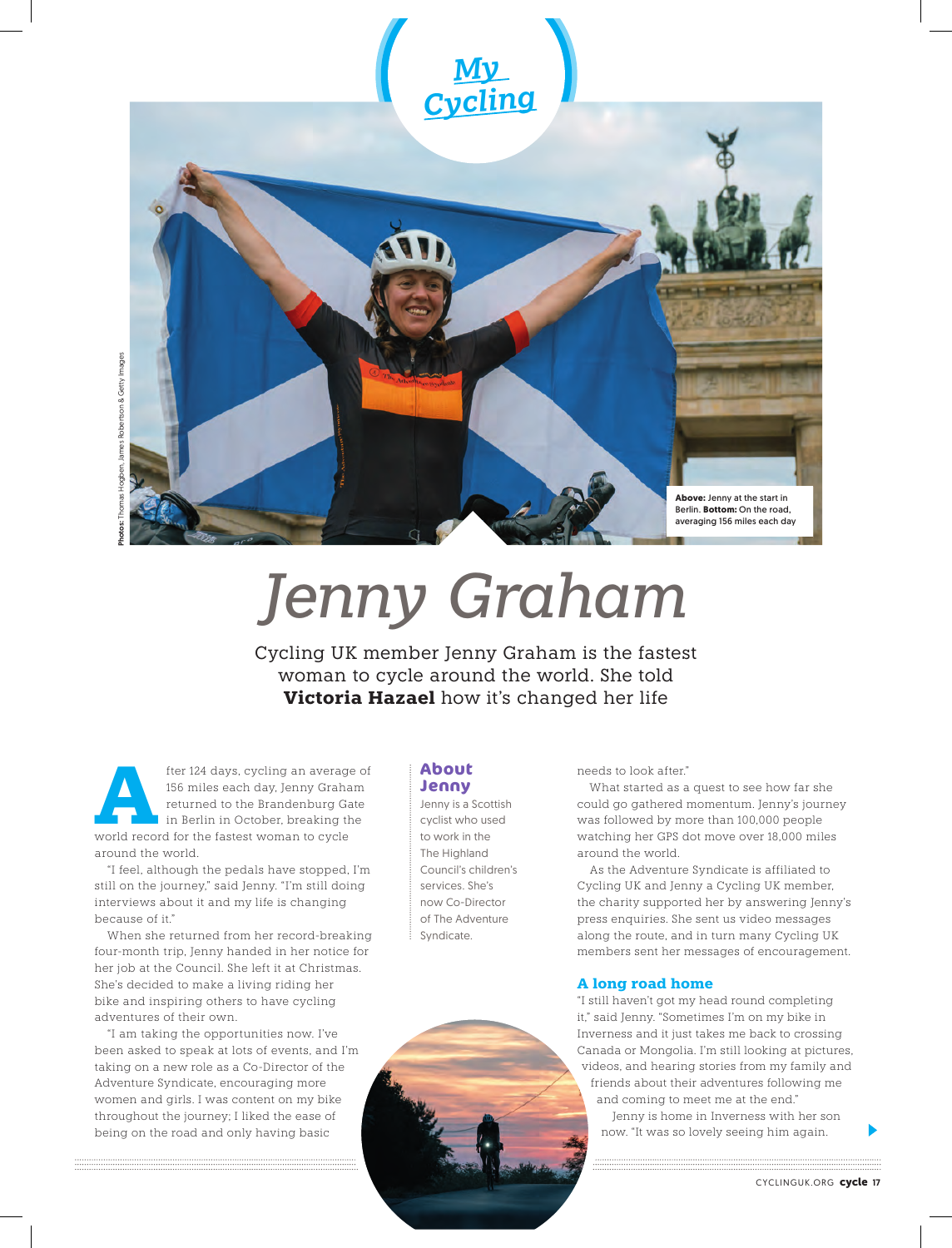My Cycling

Photos: Thomas Hogben, James Robertson & Getty Images

**Above:** Jenny at the start in Berlin. **Bottom:** On the road, averaging 156 miles each day

# Jenny Graham

Cycling UK member Jenny Graham is the fastest woman to cycle around the world. She told **Victoria Hazael** how it's changed her life

After 124 days, cycling an average of 156 miles each day, Jenny Graham returned to the Brandenburg Gate in Berlin in October, breaking the world record for the fastest woman to cycle around the world.

"I feel, although the pedals have stopped, I'm still on the journey," said Jenny. "I'm still doing interviews about it and my life is changing because of it."

When she returned from her record-breaking four-month trip, Jenny handed in her notice for her job at the Council. She left it at Christmas. She's decided to make a living riding her bike and inspiring others to have cycling adventures of their own.

"I am taking the opportunities now. I've been asked to speak at lots of events, and I'm taking on a new role as a Co-Director of the Adventure Syndicate, encouraging more women and girls. I was content on my bike throughout the journey; I liked the ease of being on the road and only having basic needs to look after."

What started as a quest to see how far she could go gathered momentum. Jenny's journey was followed by more than 100,000 people watching her GPS dot move over 18,000 miles around the world.

As the Adventure Syndicate is affiliated to Cycling UK and Jenny a Cycling UK member, the charity supported her by answering Jenny's press enquiries. She sent us video messages along the route, and in turn many Cycling UK members sent her messages of encouragement.

### About Jenny

Jenny is a Scottish cyclist who used to work in the The Highland Council's children's services. She's now Co-Director of The Adventure Syndicate.

### A long road home

"I still haven't got my head round completing it," said Jenny. "Sometimes I'm on my bike in Inverness and it just takes me back to crossing Canada or Mongolia. I'm still looking at pictures, videos, and hearing stories from my family and friends about their adventures following me and coming to meet me at the end."

Jenny is home in Inverness with her son now. "It was so lovely seeing him again.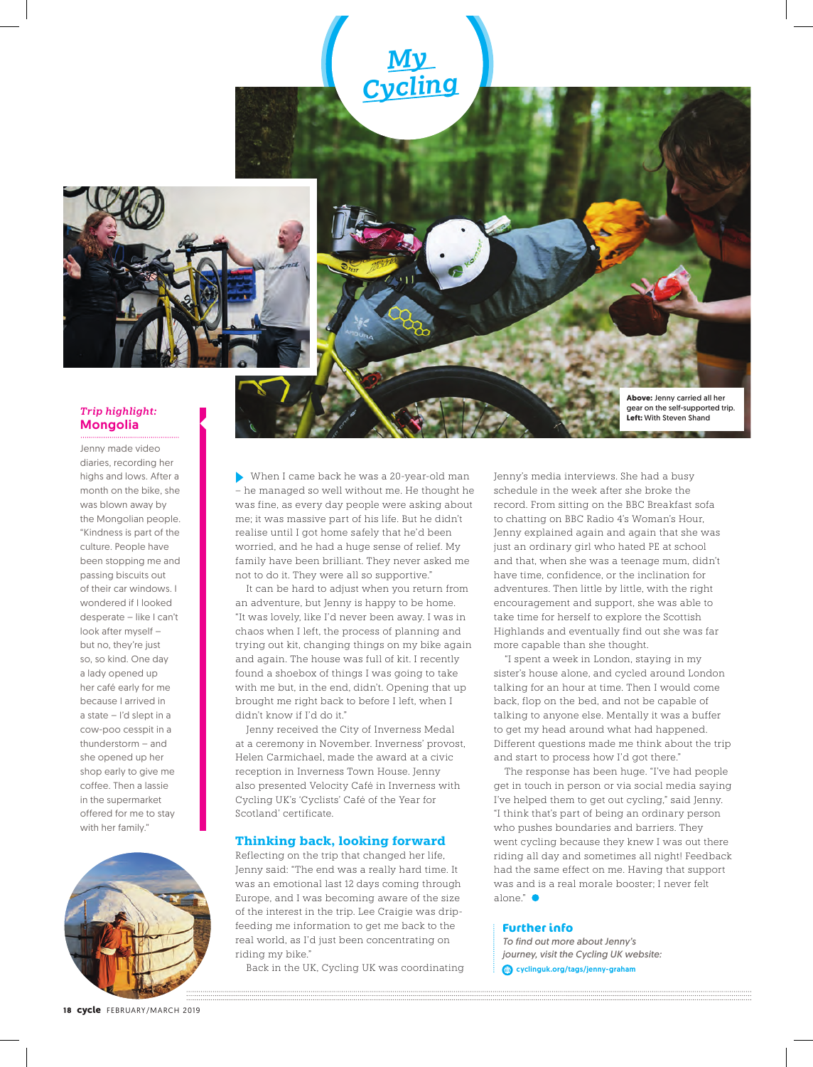# My Cycling

**Above:** Jenny carried all her gear on the self-supported trip. **Left:** With Steven Shand

*Trip highlight:*
**Mongolia**

Jenny made video diaries, recording her highs and lows. After a month on the bike, she was blown away by the Mongolian people. "Kindness is part of the culture. People have been stopping me and passing biscuits out of their car windows. I wondered if I looked desperate – like I can't look after myself – but no, they're just so, so kind. One day a lady opened up her café early for me because I arrived in a state – I'd slept in a cow-poo cesspit in a thunderstorm – and she opened up her shop early to give me coffee. Then a lassie in the supermarket offered for me to stay with her family."

When I came back he was a 20-year-old man – he managed so well without me. He thought he was fine, as every day people were asking about me; it was massive part of his life. But he didn't realise until I got home safely that he'd been worried, and he had a huge sense of relief. My family have been brilliant. They never asked me not to do it. They were all so supportive."

It can be hard to adjust when you return from an adventure, but Jenny is happy to be home. "It was lovely, like I'd never been away. I was in chaos when I left, the process of planning and trying out kit, changing things on my bike again and again. The house was full of kit. I recently found a shoebox of things I was going to take with me but, in the end, didn't. Opening that up brought me right back to before I left, when I didn't know if I'd do it."

Jenny received the City of Inverness Medal at a ceremony in November. Inverness' provost, Helen Carmichael, made the award at a civic reception in Inverness Town House. Jenny also presented Velocity Café in Inverness with Cycling UK's 'Cyclists' Café of the Year for Scotland' certificate.

## Thinking back, looking forward

Reflecting on the trip that changed her life, Jenny said: "The end was a really hard time. It was an emotional last 12 days coming through Europe, and I was becoming aware of the size of the interest in the trip. Lee Craigie was drip-feeding me information to get me back to the real world, as I'd just been concentrating on riding my bike."

Back in the UK, Cycling UK was coordinating Jenny's media interviews. She had a busy schedule in the week after she broke the record. From sitting on the BBC Breakfast sofa to chatting on BBC Radio 4's Woman's Hour, Jenny explained again and again that she was just an ordinary girl who hated PE at school and that, when she was a teenage mum, didn't have time, confidence, or the inclination for adventures. Then little by little, with the right encouragement and support, she was able to take time for herself to explore the Scottish Highlands and eventually find out she was far more capable than she thought.

"I spent a week in London, staying in my sister's house alone, and cycled around London talking for an hour at time. Then I would come back, flop on the bed, and not be capable of talking to anyone else. Mentally it was a buffer to get my head around what had happened. Different questions made me think about the trip and start to process how I'd got there."

The response has been huge. "I've had people get in touch in person or via social media saying I've helped them to get out cycling," said Jenny. "I think that's part of being an ordinary person who pushes boundaries and barriers. They went cycling because they knew I was out there riding all day and sometimes all night! Feedback had the same effect on me. Having that support was and is a real morale booster; I never felt alone."

### Further info

*To find out more about Jenny's journey, visit the Cycling UK website:*
cyclinguk.org/tags/jenny-graham